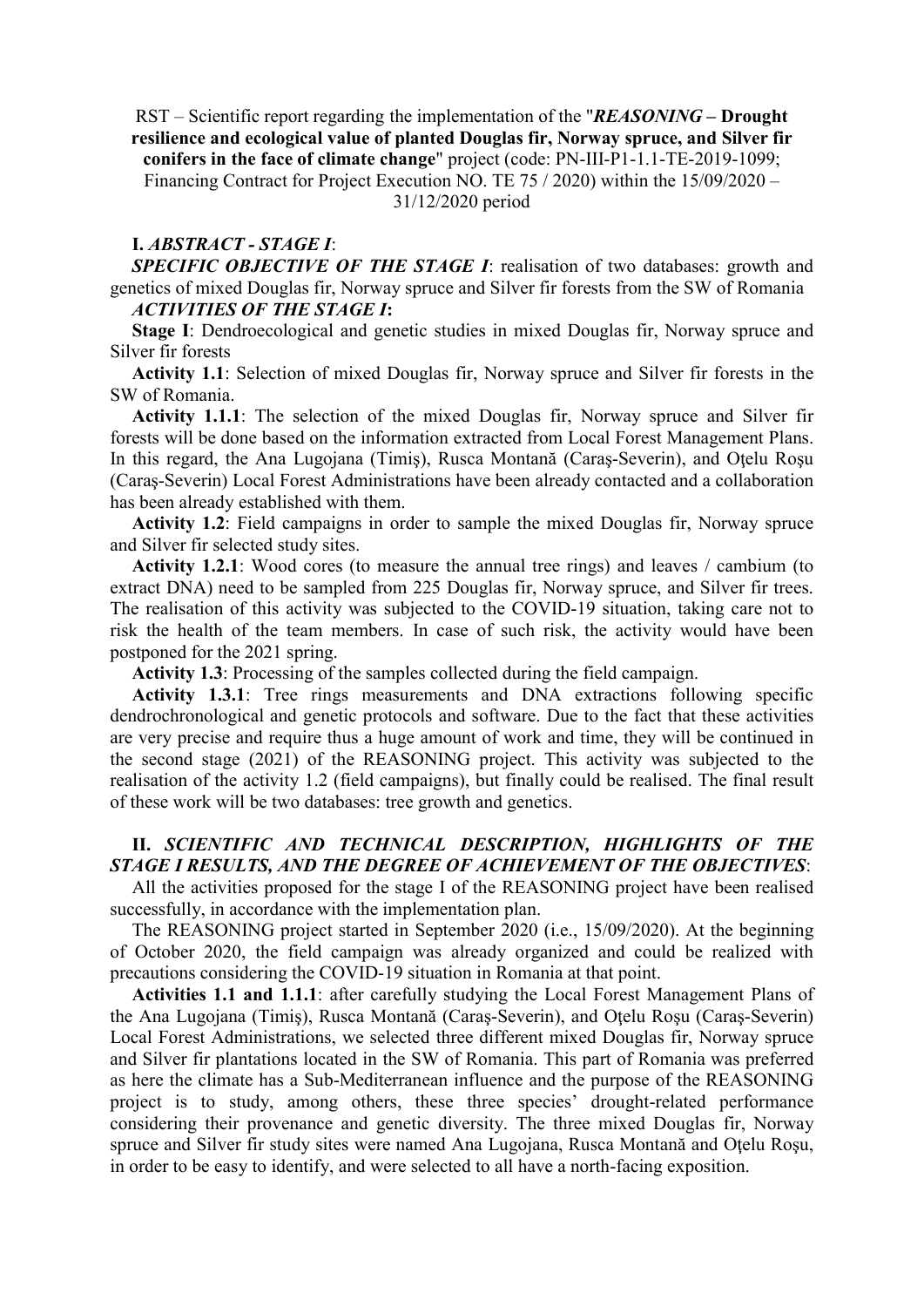RST – Scientific report regarding the implementation of the "***REASONING* – Drought resilience and ecological value of planted Douglas fir, Norway spruce, and Silver fir conifers in the face of climate change**" project (code: PN-III-P1-1.1-TE-2019-1099; Financing Contract for Project Execution NO. TE 75 / 2020) within the 15/09/2020 – 31/12/2020 period

## I. *ABSTRACT - STAGE I*:

***SPECIFIC OBJECTIVE OF THE STAGE I***: realisation of two databases: growth and genetics of mixed Douglas fir, Norway spruce and Silver fir forests from the SW of Romania

***ACTIVITIES OF THE STAGE I*:**

**Stage I**: Dendroecological and genetic studies in mixed Douglas fir, Norway spruce and Silver fir forests

**Activity 1.1**: Selection of mixed Douglas fir, Norway spruce and Silver fir forests in the SW of Romania.

**Activity 1.1.1**: The selection of the mixed Douglas fir, Norway spruce and Silver fir forests will be done based on the information extracted from Local Forest Management Plans. In this regard, the Ana Lugojana (Timiş), Rusca Montană (Caraş-Severin), and Oţelu Roşu (Caraş-Severin) Local Forest Administrations have been already contacted and a collaboration has been already established with them.

**Activity 1.2**: Field campaigns in order to sample the mixed Douglas fir, Norway spruce and Silver fir selected study sites.

**Activity 1.2.1**: Wood cores (to measure the annual tree rings) and leaves / cambium (to extract DNA) need to be sampled from 225 Douglas fir, Norway spruce, and Silver fir trees. The realisation of this activity was subjected to the COVID-19 situation, taking care not to risk the health of the team members. In case of such risk, the activity would have been postponed for the 2021 spring.

**Activity 1.3**: Processing of the samples collected during the field campaign.

**Activity 1.3.1**: Tree rings measurements and DNA extractions following specific dendrochronological and genetic protocols and software. Due to the fact that these activities are very precise and require thus a huge amount of work and time, they will be continued in the second stage (2021) of the REASONING project. This activity was subjected to the realisation of the activity 1.2 (field campaigns), but finally could be realised. The final result of these work will be two databases: tree growth and genetics.

## II. *SCIENTIFIC AND TECHNICAL DESCRIPTION, HIGHLIGHTS OF THE STAGE I RESULTS, AND THE DEGREE OF ACHIEVEMENT OF THE OBJECTIVES*:

All the activities proposed for the stage I of the REASONING project have been realised successfully, in accordance with the implementation plan.

The REASONING project started in September 2020 (i.e., 15/09/2020). At the beginning of October 2020, the field campaign was already organized and could be realized with precautions considering the COVID-19 situation in Romania at that point.

**Activities 1.1 and 1.1.1**: after carefully studying the Local Forest Management Plans of the Ana Lugojana (Timiş), Rusca Montană (Caraş-Severin), and Oţelu Roşu (Caraş-Severin) Local Forest Administrations, we selected three different mixed Douglas fir, Norway spruce and Silver fir plantations located in the SW of Romania. This part of Romania was preferred as here the climate has a Sub-Mediterranean influence and the purpose of the REASONING project is to study, among others, these three species' drought-related performance considering their provenance and genetic diversity. The three mixed Douglas fir, Norway spruce and Silver fir study sites were named Ana Lugojana, Rusca Montană and Oţelu Roşu, in order to be easy to identify, and were selected to all have a north-facing exposition.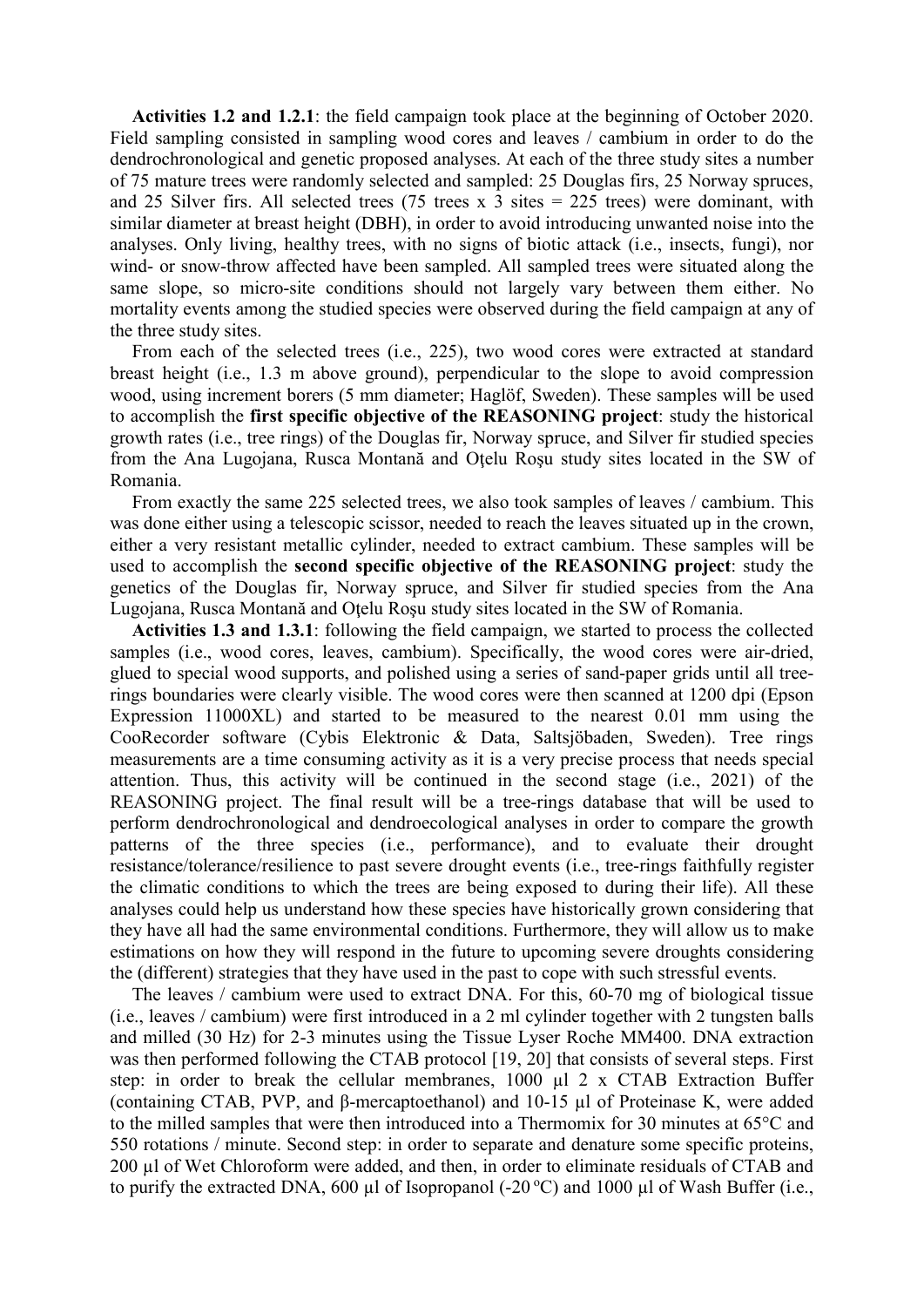**Activities 1.2 and 1.2.1**: the field campaign took place at the beginning of October 2020. Field sampling consisted in sampling wood cores and leaves / cambium in order to do the dendrochronological and genetic proposed analyses. At each of the three study sites a number of 75 mature trees were randomly selected and sampled: 25 Douglas firs, 25 Norway spruces, and 25 Silver firs. All selected trees (75 trees x 3 sites = 225 trees) were dominant, with similar diameter at breast height (DBH), in order to avoid introducing unwanted noise into the analyses. Only living, healthy trees, with no signs of biotic attack (i.e., insects, fungi), nor wind- or snow-throw affected have been sampled. All sampled trees were situated along the same slope, so micro-site conditions should not largely vary between them either. No mortality events among the studied species were observed during the field campaign at any of the three study sites.

From each of the selected trees (i.e., 225), two wood cores were extracted at standard breast height (i.e., 1.3 m above ground), perpendicular to the slope to avoid compression wood, using increment borers (5 mm diameter; Haglöf, Sweden). These samples will be used to accomplish the **first specific objective of the REASONING project**: study the historical growth rates (i.e., tree rings) of the Douglas fir, Norway spruce, and Silver fir studied species from the Ana Lugojana, Rusca Montană and Oţelu Roşu study sites located in the SW of Romania.

From exactly the same 225 selected trees, we also took samples of leaves / cambium. This was done either using a telescopic scissor, needed to reach the leaves situated up in the crown, either a very resistant metallic cylinder, needed to extract cambium. These samples will be used to accomplish the **second specific objective of the REASONING project**: study the genetics of the Douglas fir, Norway spruce, and Silver fir studied species from the Ana Lugojana, Rusca Montană and Oţelu Roşu study sites located in the SW of Romania.

**Activities 1.3 and 1.3.1**: following the field campaign, we started to process the collected samples (i.e., wood cores, leaves, cambium). Specifically, the wood cores were air-dried, glued to special wood supports, and polished using a series of sand-paper grids until all tree-rings boundaries were clearly visible. The wood cores were then scanned at 1200 dpi (Epson Expression 11000XL) and started to be measured to the nearest 0.01 mm using the CooRecorder software (Cybis Elektronic & Data, Saltsjöbaden, Sweden). Tree rings measurements are a time consuming activity as it is a very precise process that needs special attention. Thus, this activity will be continued in the second stage (i.e., 2021) of the REASONING project. The final result will be a tree-rings database that will be used to perform dendrochronological and dendroecological analyses in order to compare the growth patterns of the three species (i.e., performance), and to evaluate their drought resistance/tolerance/resilience to past severe drought events (i.e., tree-rings faithfully register the climatic conditions to which the trees are being exposed to during their life). All these analyses could help us understand how these species have historically grown considering that they have all had the same environmental conditions. Furthermore, they will allow us to make estimations on how they will respond in the future to upcoming severe droughts considering the (different) strategies that they have used in the past to cope with such stressful events.

The leaves / cambium were used to extract DNA. For this, 60-70 mg of biological tissue (i.e., leaves / cambium) were first introduced in a 2 ml cylinder together with 2 tungsten balls and milled (30 Hz) for 2-3 minutes using the Tissue Lyser Roche MM400. DNA extraction was then performed following the CTAB protocol [19, 20] that consists of several steps. First step: in order to break the cellular membranes, 1000 µl 2 x CTAB Extraction Buffer (containing CTAB, PVP, and β-mercaptoethanol) and 10-15 µl of Proteinase K, were added to the milled samples that were then introduced into a Thermomix for 30 minutes at 65°C and 550 rotations / minute. Second step: in order to separate and denature some specific proteins, 200 µl of Wet Chloroform were added, and then, in order to eliminate residuals of CTAB and to purify the extracted DNA, 600 µl of Isopropanol (-20 ºC) and 1000 µl of Wash Buffer (i.e.,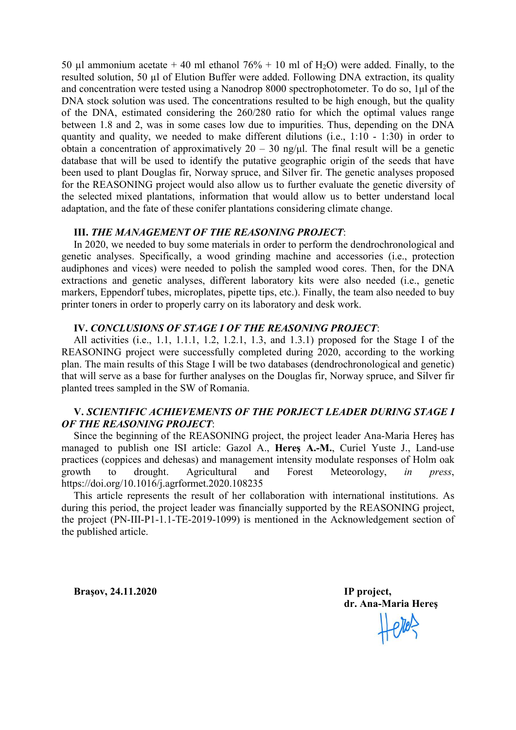50 μl ammonium acetate + 40 ml ethanol 76% + 10 ml of $H_2O$) were added. Finally, to the resulted solution, 50 μl of Elution Buffer were added. Following DNA extraction, its quality and concentration were tested using a Nanodrop 8000 spectrophotometer. To do so, 1μl of the DNA stock solution was used. The concentrations resulted to be high enough, but the quality of the DNA, estimated considering the 260/280 ratio for which the optimal values range between 1.8 and 2, was in some cases low due to impurities. Thus, depending on the DNA quantity and quality, we needed to make different dilutions (i.e., 1:10 - 1:30) in order to obtain a concentration of approximatively 20 – 30 ng/μl. The final result will be a genetic database that will be used to identify the putative geographic origin of the seeds that have been used to plant Douglas fir, Norway spruce, and Silver fir. The genetic analyses proposed for the REASONING project would also allow us to further evaluate the genetic diversity of the selected mixed plantations, information that would allow us to better understand local adaptation, and the fate of these conifer plantations considering climate change.

**III.** ***THE MANAGEMENT OF THE REASONING PROJECT***:

In 2020, we needed to buy some materials in order to perform the dendrochronological and genetic analyses. Specifically, a wood grinding machine and accessories (i.e., protection audiphones and vices) were needed to polish the sampled wood cores. Then, for the DNA extractions and genetic analyses, different laboratory kits were also needed (i.e., genetic markers, Eppendorf tubes, microplates, pipette tips, etc.). Finally, the team also needed to buy printer toners in order to properly carry on its laboratory and desk work.

**IV.** ***CONCLUSIONS OF STAGE I OF THE REASONING PROJECT***:

All activities (i.e., 1.1, 1.1.1, 1.2, 1.2.1, 1.3, and 1.3.1) proposed for the Stage I of the REASONING project were successfully completed during 2020, according to the working plan. The main results of this Stage I will be two databases (dendrochronological and genetic) that will serve as a base for further analyses on the Douglas fir, Norway spruce, and Silver fir planted trees sampled in the SW of Romania.

**V.** ***SCIENTIFIC ACHIEVEMENTS OF THE PORJECT LEADER DURING STAGE I OF THE REASONING PROJECT***:

Since the beginning of the REASONING project, the project leader Ana-Maria Hereş has managed to publish one ISI article: Gazol A., **Hereş A.-M.**, Curiel Yuste J., Land-use practices (coppices and dehesas) and management intensity modulate responses of Holm oak growth to drought. Agricultural and Forest Meteorology, *in press*, https://doi.org/10.1016/j.agrformet.2020.108235

This article represents the result of her collaboration with international institutions. As during this period, the project leader was financially supported by the REASONING project, the project (PN-III-P1-1.1-TE-2019-1099) is mentioned in the Acknowledgement section of the published article.

**Braşov, 24.11.2020**

**IP project,**
**dr. Ana-Maria Hereş**